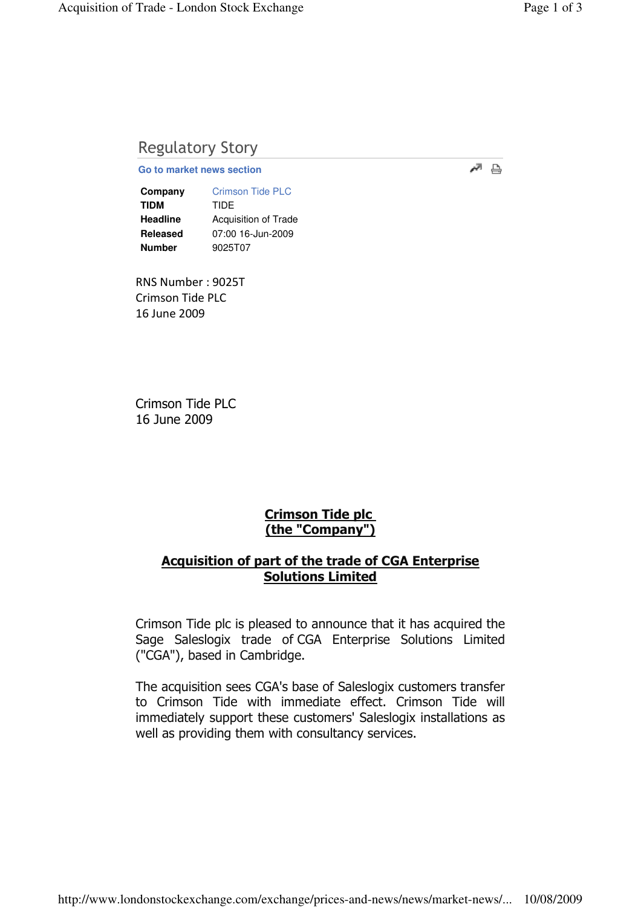# Regulatory Story

Go to market news section

| | |
|---|---|
| **Company** | Crimson Tide PLC |
| **TIDM** | TIDE |
| **Headline** | Acquisition of Trade |
| **Released** | 07:00 16-Jun-2009 |
| **Number** | 9025T07 |

RNS Number : 9025T
Crimson Tide PLC
16 June 2009

Crimson Tide PLC
16 June 2009

## Crimson Tide plc (the "Company")

## Acquisition of part of the trade of CGA Enterprise Solutions Limited

Crimson Tide plc is pleased to announce that it has acquired the Sage Saleslogix trade of CGA Enterprise Solutions Limited ("CGA"), based in Cambridge.

The acquisition sees CGA's base of Saleslogix customers transfer to Crimson Tide with immediate effect. Crimson Tide will immediately support these customers' Saleslogix installations as well as providing them with consultancy services.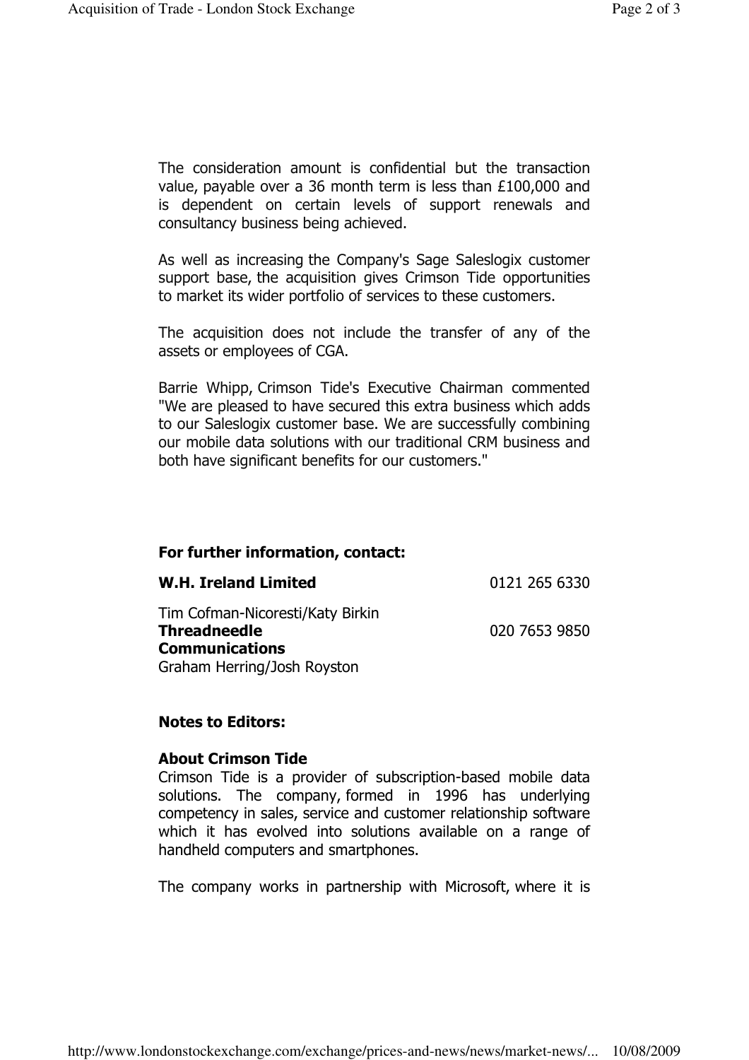The consideration amount is confidential but the transaction value, payable over a 36 month term is less than £100,000 and is dependent on certain levels of support renewals and consultancy business being achieved.

As well as increasing the Company's Sage Saleslogix customer support base, the acquisition gives Crimson Tide opportunities to market its wider portfolio of services to these customers.

The acquisition does not include the transfer of any of the assets or employees of CGA.

Barrie Whipp, Crimson Tide's Executive Chairman commented "We are pleased to have secured this extra business which adds to our Saleslogix customer base. We are successfully combining our mobile data solutions with our traditional CRM business and both have significant benefits for our customers."

**For further information, contact:**

| | |
|---|---|
| **W.H. Ireland Limited** | 0121 265 6330 |
| Tim Cofman-Nicoresti/Katy Birkin | |
| **Threadneedle Communications** | 020 7653 9850 |
| Graham Herring/Josh Royston | |

**Notes to Editors:**

**About Crimson Tide**

Crimson Tide is a provider of subscription-based mobile data solutions. The company, formed in 1996 has underlying competency in sales, service and customer relationship software which it has evolved into solutions available on a range of handheld computers and smartphones.

The company works in partnership with Microsoft, where it is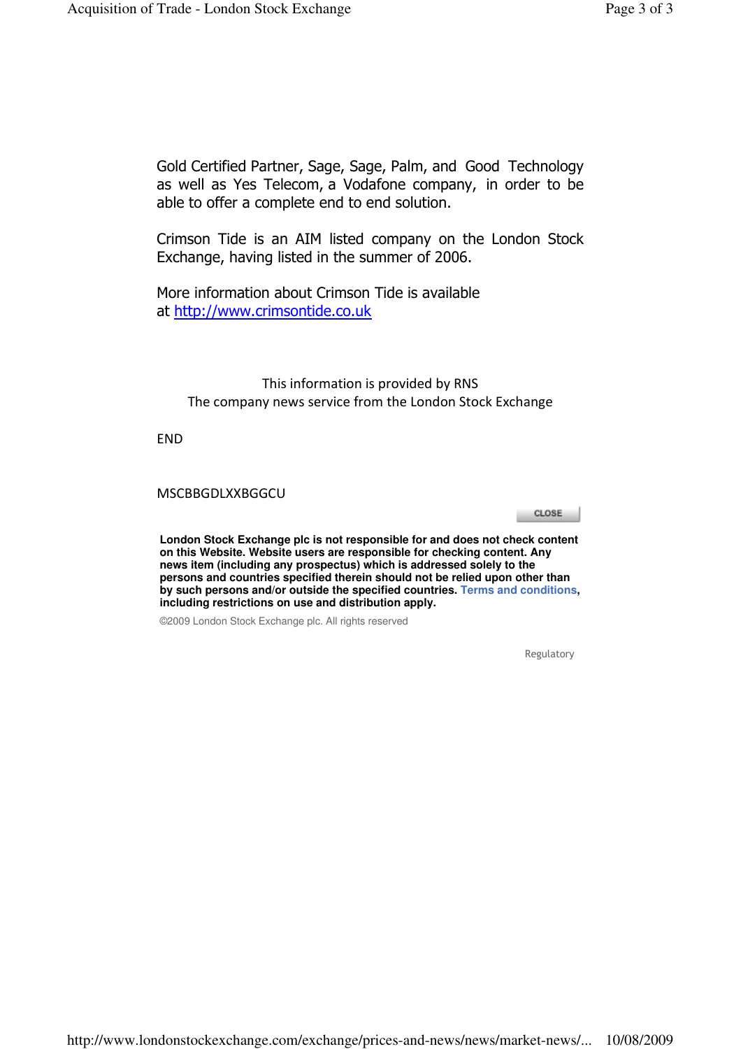Gold Certified Partner, Sage, Sage, Palm, and Good Technology as well as Yes Telecom, a Vodafone company, in order to be able to offer a complete end to end solution.

Crimson Tide is an AIM listed company on the London Stock Exchange, having listed in the summer of 2006.

More information about Crimson Tide is available at http://www.crimsontide.co.uk

This information is provided by RNS
The company news service from the London Stock Exchange

END

MSCBBGDLXXBGGCU

CLOSE

**London Stock Exchange plc is not responsible for and does not check content on this Website. Website users are responsible for checking content. Any news item (including any prospectus) which is addressed solely to the persons and countries specified therein should not be relied upon other than by such persons and/or outside the specified countries. Terms and conditions, including restrictions on use and distribution apply.**

©2009 London Stock Exchange plc. All rights reserved

Regulatory